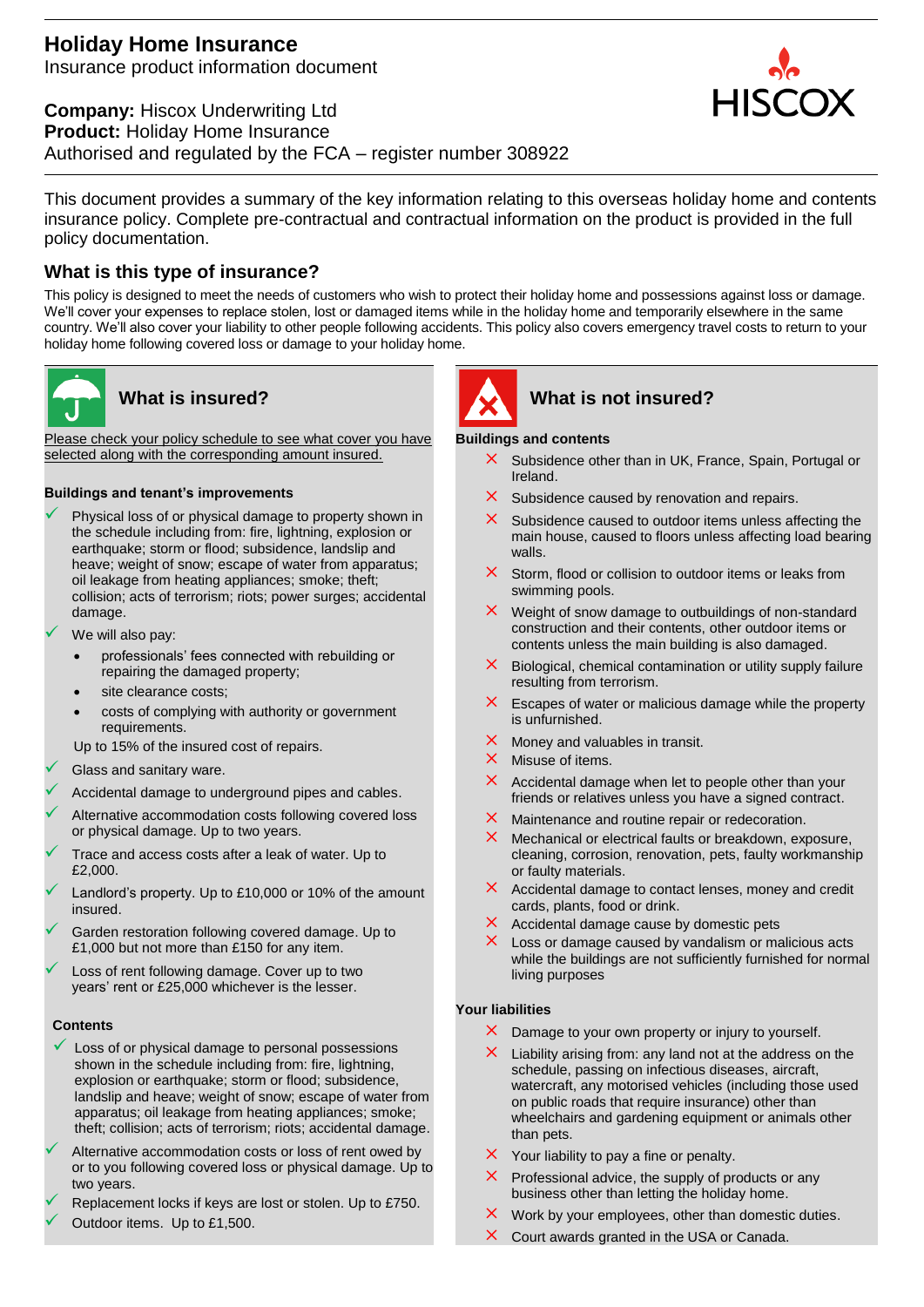# Holiday Home Insurance

Insurance product information document

**Company:** Hiscox Underwriting Ltd
**Product:** Holiday Home Insurance
Authorised and regulated by the FCA – register number 308922

This document provides a summary of the key information relating to this overseas holiday home and contents insurance policy. Complete pre-contractual and contractual information on the product is provided in the full policy documentation.

## What is this type of insurance?

This policy is designed to meet the needs of customers who wish to protect their holiday home and possessions against loss or damage. We'll cover your expenses to replace stolen, lost or damaged items while in the holiday home and temporarily elsewhere in the same country. We'll also cover your liability to other people following accidents. This policy also covers emergency travel costs to return to your holiday home following covered loss or damage to your holiday home.

## What is insured?

Please check your policy schedule to see what cover you have selected along with the corresponding amount insured.

### Buildings and tenant's improvements

- ✓ Physical loss of or physical damage to property shown in the schedule including from: fire, lightning, explosion or earthquake; storm or flood; subsidence, landslip and heave; weight of snow; escape of water from apparatus; oil leakage from heating appliances; smoke; theft; collision; acts of terrorism; riots; power surges; accidental damage.
- ✓ We will also pay:
  - professionals' fees connected with rebuilding or repairing the damaged property;
  - site clearance costs;
  - costs of complying with authority or government requirements.

  Up to 15% of the insured cost of repairs.
- ✓ Glass and sanitary ware.
- ✓ Accidental damage to underground pipes and cables.
- ✓ Alternative accommodation costs following covered loss or physical damage. Up to two years.
- ✓ Trace and access costs after a leak of water. Up to £2,000.
- ✓ Landlord's property. Up to £10,000 or 10% of the amount insured.
- ✓ Garden restoration following covered damage. Up to £1,000 but not more than £150 for any item.
- ✓ Loss of rent following damage. Cover up to two years' rent or £25,000 whichever is the lesser.

### Contents

- ✓ Loss of or physical damage to personal possessions shown in the schedule including from: fire, lightning, explosion or earthquake; storm or flood; subsidence, landslip and heave; weight of snow; escape of water from apparatus; oil leakage from heating appliances; smoke; theft; collision; acts of terrorism; riots; accidental damage.
- ✓ Alternative accommodation costs or loss of rent owed by or to you following covered loss or physical damage. Up to two years.
- ✓ Replacement locks if keys are lost or stolen. Up to £750.
- ✓ Outdoor items. Up to £1,500.

## What is not insured?

### Buildings and contents

- ✗ Subsidence other than in UK, France, Spain, Portugal or Ireland.
- ✗ Subsidence caused by renovation and repairs.
- ✗ Subsidence caused to outdoor items unless affecting the main house, caused to floors unless affecting load bearing walls.
- ✗ Storm, flood or collision to outdoor items or leaks from swimming pools.
- ✗ Weight of snow damage to outbuildings of non-standard construction and their contents, other outdoor items or contents unless the main building is also damaged.
- ✗ Biological, chemical contamination or utility supply failure resulting from terrorism.
- ✗ Escapes of water or malicious damage while the property is unfurnished.
- ✗ Money and valuables in transit.
- ✗ Misuse of items.
- ✗ Accidental damage when let to people other than your friends or relatives unless you have a signed contract.
- ✗ Maintenance and routine repair or redecoration.
- ✗ Mechanical or electrical faults or breakdown, exposure, cleaning, corrosion, renovation, pets, faulty workmanship or faulty materials.
- ✗ Accidental damage to contact lenses, money and credit cards, plants, food or drink.
- ✗ Accidental damage cause by domestic pets
- ✗ Loss or damage caused by vandalism or malicious acts while the buildings are not sufficiently furnished for normal living purposes

### Your liabilities

- ✗ Damage to your own property or injury to yourself.
- ✗ Liability arising from: any land not at the address on the schedule, passing on infectious diseases, aircraft, watercraft, any motorised vehicles (including those used on public roads that require insurance) other than wheelchairs and gardening equipment or animals other than pets.
- ✗ Your liability to pay a fine or penalty.
- ✗ Professional advice, the supply of products or any business other than letting the holiday home.
- ✗ Work by your employees, other than domestic duties.
- ✗ Court awards granted in the USA or Canada.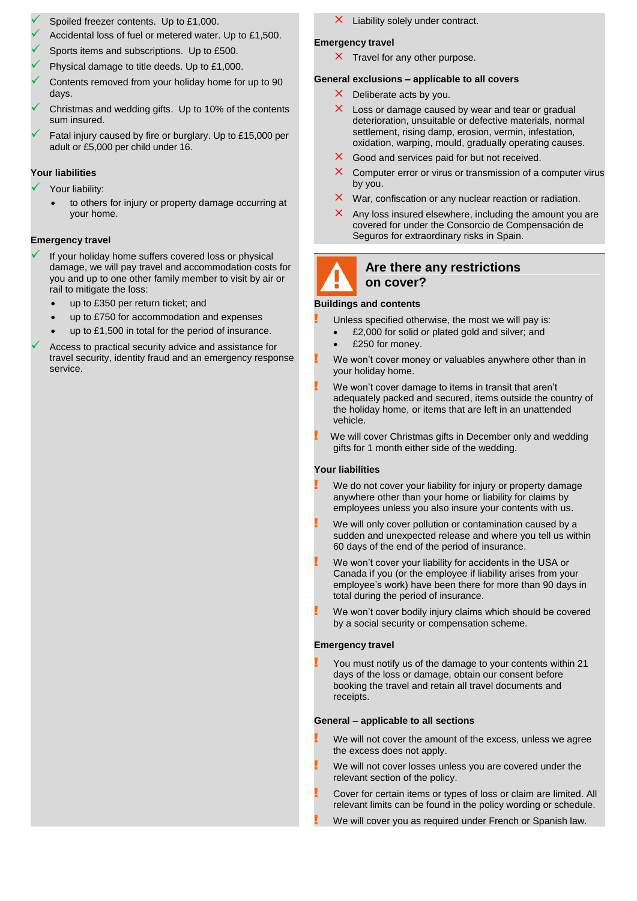- ✓ Spoiled freezer contents. Up to £1,000.
- ✓ Accidental loss of fuel or metered water. Up to £1,500.
- ✓ Sports items and subscriptions. Up to £500.
- ✓ Physical damage to title deeds. Up to £1,000.
- ✓ Contents removed from your holiday home for up to 90 days.
- ✓ Christmas and wedding gifts. Up to 10% of the contents sum insured.
- ✓ Fatal injury caused by fire or burglary. Up to £15,000 per adult or £5,000 per child under 16.

**Your liabilities**

- ✓ Your liability:
  - to others for injury or property damage occurring at your home.

**Emergency travel**

- ✓ If your holiday home suffers covered loss or physical damage, we will pay travel and accommodation costs for you and up to one other family member to visit by air or rail to mitigate the loss:
  - up to £350 per return ticket; and
  - up to £750 for accommodation and expenses
  - up to £1,500 in total for the period of insurance.
- ✓ Access to practical security advice and assistance for travel security, identity fraud and an emergency response service.

- ✗ Liability solely under contract.

**Emergency travel**

- ✗ Travel for any other purpose.

**General exclusions – applicable to all covers**

- ✗ Deliberate acts by you.
- ✗ Loss or damage caused by wear and tear or gradual deterioration, unsuitable or defective materials, normal settlement, rising damp, erosion, vermin, infestation, oxidation, warping, mould, gradually operating causes.
- ✗ Good and services paid for but not received.
- ✗ Computer error or virus or transmission of a computer virus by you.
- ✗ War, confiscation or any nuclear reaction or radiation.
- ✗ Any loss insured elsewhere, including the amount you are covered for under the Consorcio de Compensación de Seguros for extraordinary risks in Spain.

## Are there any restrictions on cover?

**Buildings and contents**

- ! Unless specified otherwise, the most we will pay is:
  - £2,000 for solid or plated gold and silver; and
  - £250 for money.
- ! We won't cover money or valuables anywhere other than in your holiday home.
- ! We won't cover damage to items in transit that aren't adequately packed and secured, items outside the country of the holiday home, or items that are left in an unattended vehicle.
- ! We will cover Christmas gifts in December only and wedding gifts for 1 month either side of the wedding.

**Your liabilities**

- ! We do not cover your liability for injury or property damage anywhere other than your home or liability for claims by employees unless you also insure your contents with us.
- ! We will only cover pollution or contamination caused by a sudden and unexpected release and where you tell us within 60 days of the end of the period of insurance.
- ! We won't cover your liability for accidents in the USA or Canada if you (or the employee if liability arises from your employee's work) have been there for more than 90 days in total during the period of insurance.
- ! We won't cover bodily injury claims which should be covered by a social security or compensation scheme.

**Emergency travel**

- ! You must notify us of the damage to your contents within 21 days of the loss or damage, obtain our consent before booking the travel and retain all travel documents and receipts.

**General – applicable to all sections**

- ! We will not cover the amount of the excess, unless we agree the excess does not apply.
- ! We will not cover losses unless you are covered under the relevant section of the policy.
- ! Cover for certain items or types of loss or claim are limited. All relevant limits can be found in the policy wording or schedule.
- ! We will cover you as required under French or Spanish law.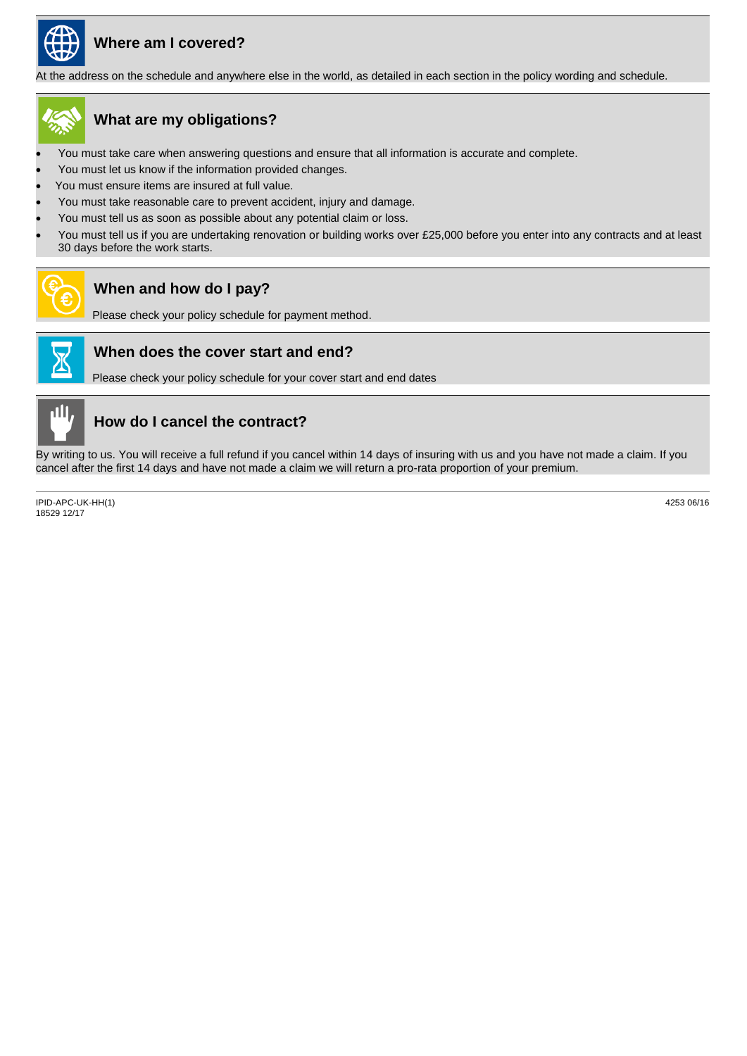## Where am I covered?

At the address on the schedule and anywhere else in the world, as detailed in each section in the policy wording and schedule.

## What are my obligations?

- You must take care when answering questions and ensure that all information is accurate and complete.
- You must let us know if the information provided changes.
- You must ensure items are insured at full value.
- You must take reasonable care to prevent accident, injury and damage.
- You must tell us as soon as possible about any potential claim or loss.
- You must tell us if you are undertaking renovation or building works over £25,000 before you enter into any contracts and at least 30 days before the work starts.

## When and how do I pay?

Please check your policy schedule for payment method.

## When does the cover start and end?

Please check your policy schedule for your cover start and end dates

## How do I cancel the contract?

By writing to us. You will receive a full refund if you cancel within 14 days of insuring with us and you have not made a claim. If you cancel after the first 14 days and have not made a claim we will return a pro-rata proportion of your premium.

IPID-APC-UK-HH(1)
18529 12/17

4253 06/16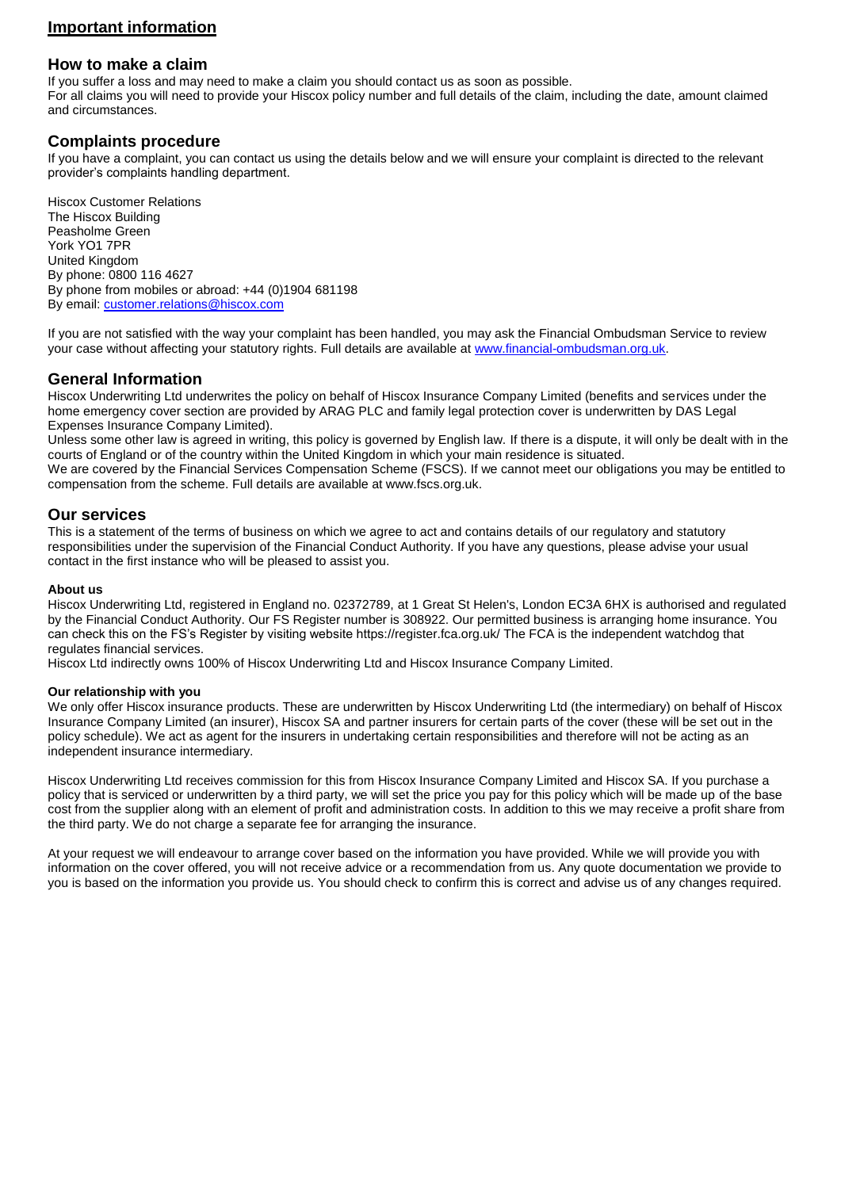## Important information

### How to make a claim

If you suffer a loss and may need to make a claim you should contact us as soon as possible.
For all claims you will need to provide your Hiscox policy number and full details of the claim, including the date, amount claimed and circumstances.

### Complaints procedure

If you have a complaint, you can contact us using the details below and we will ensure your complaint is directed to the relevant provider's complaints handling department.

Hiscox Customer Relations
The Hiscox Building
Peasholme Green
York YO1 7PR
United Kingdom
By phone: 0800 116 4627
By phone from mobiles or abroad: +44 (0)1904 681198
By email: customer.relations@hiscox.com

If you are not satisfied with the way your complaint has been handled, you may ask the Financial Ombudsman Service to review your case without affecting your statutory rights. Full details are available at www.financial-ombudsman.org.uk.

### General Information

Hiscox Underwriting Ltd underwrites the policy on behalf of Hiscox Insurance Company Limited (benefits and services under the home emergency cover section are provided by ARAG PLC and family legal protection cover is underwritten by DAS Legal Expenses Insurance Company Limited).
Unless some other law is agreed in writing, this policy is governed by English law. If there is a dispute, it will only be dealt with in the courts of England or of the country within the United Kingdom in which your main residence is situated.
We are covered by the Financial Services Compensation Scheme (FSCS). If we cannot meet our obligations you may be entitled to compensation from the scheme. Full details are available at www.fscs.org.uk.

### Our services

This is a statement of the terms of business on which we agree to act and contains details of our regulatory and statutory responsibilities under the supervision of the Financial Conduct Authority. If you have any questions, please advise your usual contact in the first instance who will be pleased to assist you.

**About us**

Hiscox Underwriting Ltd, registered in England no. 02372789, at 1 Great St Helen's, London EC3A 6HX is authorised and regulated by the Financial Conduct Authority. Our FS Register number is 308922. Our permitted business is arranging home insurance. You can check this on the FS's Register by visiting website https://register.fca.org.uk/ The FCA is the independent watchdog that regulates financial services.
Hiscox Ltd indirectly owns 100% of Hiscox Underwriting Ltd and Hiscox Insurance Company Limited.

**Our relationship with you**

We only offer Hiscox insurance products. These are underwritten by Hiscox Underwriting Ltd (the intermediary) on behalf of Hiscox Insurance Company Limited (an insurer), Hiscox SA and partner insurers for certain parts of the cover (these will be set out in the policy schedule). We act as agent for the insurers in undertaking certain responsibilities and therefore will not be acting as an independent insurance intermediary.

Hiscox Underwriting Ltd receives commission for this from Hiscox Insurance Company Limited and Hiscox SA. If you purchase a policy that is serviced or underwritten by a third party, we will set the price you pay for this policy which will be made up of the base cost from the supplier along with an element of profit and administration costs. In addition to this we may receive a profit share from the third party. We do not charge a separate fee for arranging the insurance.

At your request we will endeavour to arrange cover based on the information you have provided. While we will provide you with information on the cover offered, you will not receive advice or a recommendation from us. Any quote documentation we provide to you is based on the information you provide us. You should check to confirm this is correct and advise us of any changes required.